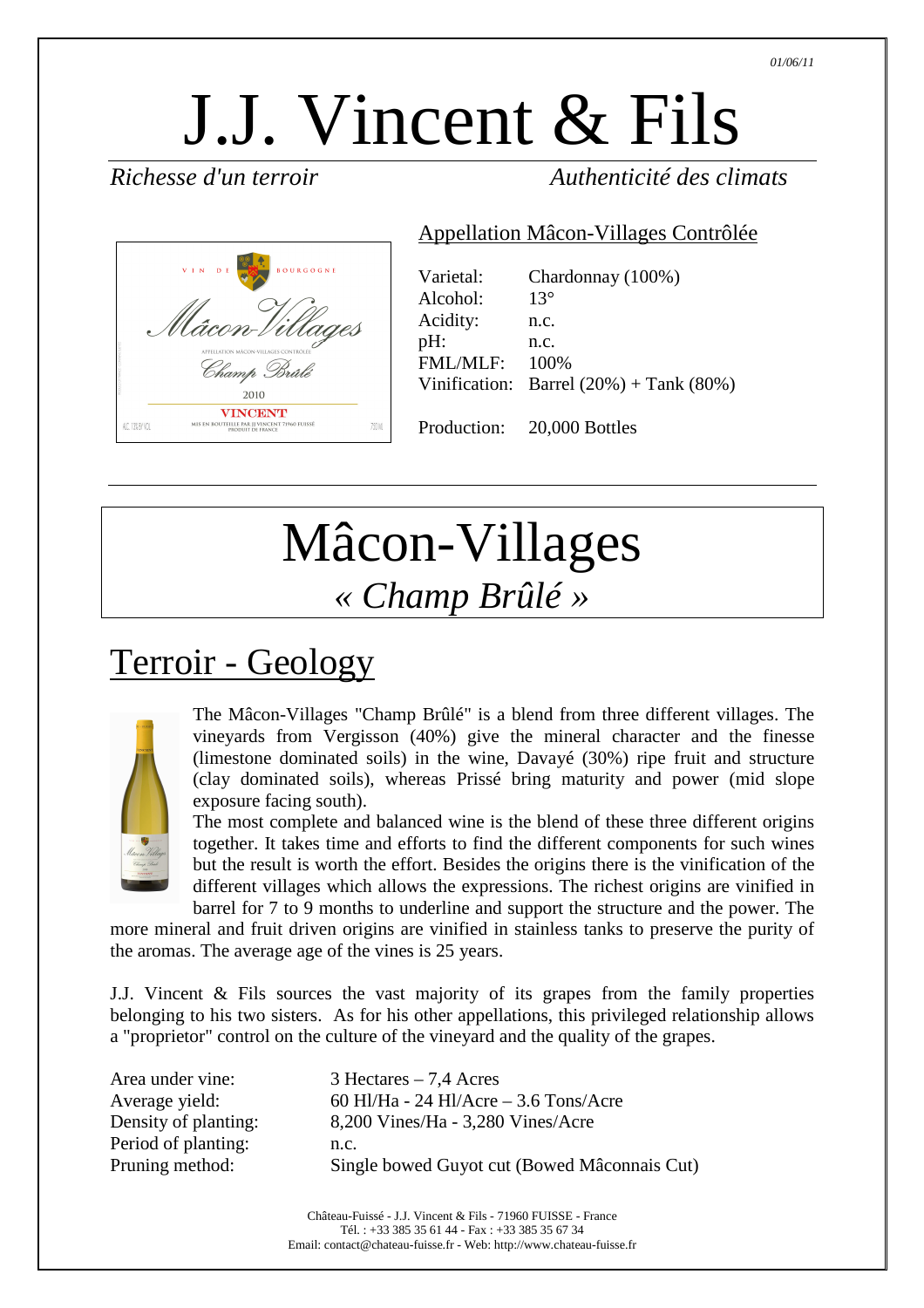*01/06/11*

# J.J. Vincent & Fils

*Richesse d'un terroir* — *Authenticité des climats*

## Appellation Mâcon-Villages Contrôlée

| | |
|---|---|
| Varietal: | Chardonnay (100%) |
| Alcohol: | 13° |
| Acidity: | n.c. |
| pH: | n.c. |
| FML/MLF: | 100% |
| Vinification: | Barrel (20%) + Tank (80%) |
| Production: | 20,000 Bottles |

# Mâcon-Villages
## *« Champ Brûlé »*

## Terroir - Geology

The Mâcon-Villages "Champ Brûlé" is a blend from three different villages. The vineyards from Vergisson (40%) give the mineral character and the finesse (limestone dominated soils) in the wine, Davayé (30%) ripe fruit and structure (clay dominated soils), whereas Prissé bring maturity and power (mid slope exposure facing south).
The most complete and balanced wine is the blend of these three different origins together. It takes time and efforts to find the different components for such wines but the result is worth the effort. Besides the origins there is the vinification of the different villages which allows the expressions. The richest origins are vinified in barrel for 7 to 9 months to underline and support the structure and the power. The more mineral and fruit driven origins are vinified in stainless tanks to preserve the purity of the aromas. The average age of the vines is 25 years.

J.J. Vincent & Fils sources the vast majority of its grapes from the family properties belonging to his two sisters. As for his other appellations, this privileged relationship allows a "proprietor" control on the culture of the vineyard and the quality of the grapes.

| | |
|---|---|
| Area under vine: | 3 Hectares – 7,4 Acres |
| Average yield: | 60 Hl/Ha - 24 Hl/Acre – 3.6 Tons/Acre |
| Density of planting: | 8,200 Vines/Ha - 3,280 Vines/Acre |
| Period of planting: | n.c. |
| Pruning method: | Single bowed Guyot cut (Bowed Mâconnais Cut) |

Château-Fuissé - J.J. Vincent & Fils - 71960 FUISSE - France
Tél. : +33 385 35 61 44 - Fax : +33 385 35 67 34
Email: contact@chateau-fuisse.fr - Web: http://www.chateau-fuisse.fr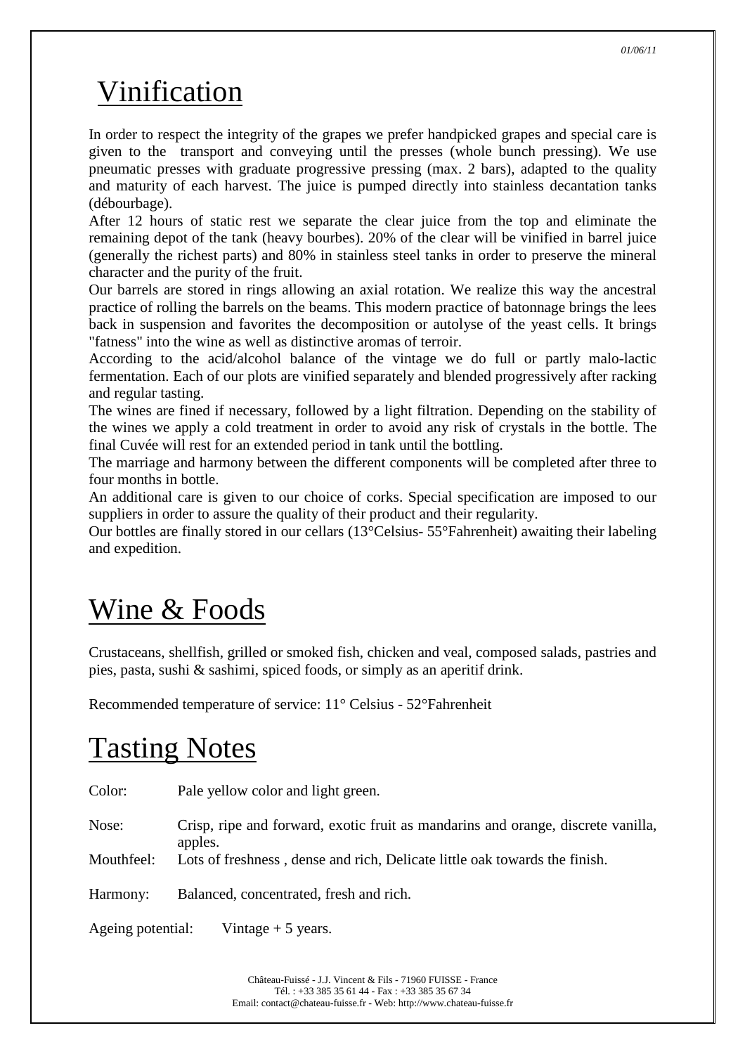*01/06/11*

# Vinification

In order to respect the integrity of the grapes we prefer handpicked grapes and special care is given to the transport and conveying until the presses (whole bunch pressing). We use pneumatic presses with graduate progressive pressing (max. 2 bars), adapted to the quality and maturity of each harvest. The juice is pumped directly into stainless decantation tanks (débourbage).

After 12 hours of static rest we separate the clear juice from the top and eliminate the remaining depot of the tank (heavy bourbes). 20% of the clear will be vinified in barrel juice (generally the richest parts) and 80% in stainless steel tanks in order to preserve the mineral character and the purity of the fruit.

Our barrels are stored in rings allowing an axial rotation. We realize this way the ancestral practice of rolling the barrels on the beams. This modern practice of batonnage brings the lees back in suspension and favorites the decomposition or autolyse of the yeast cells. It brings "fatness" into the wine as well as distinctive aromas of terroir.

According to the acid/alcohol balance of the vintage we do full or partly malo-lactic fermentation. Each of our plots are vinified separately and blended progressively after racking and regular tasting.

The wines are fined if necessary, followed by a light filtration. Depending on the stability of the wines we apply a cold treatment in order to avoid any risk of crystals in the bottle. The final Cuvée will rest for an extended period in tank until the bottling.

The marriage and harmony between the different components will be completed after three to four months in bottle.

An additional care is given to our choice of corks. Special specification are imposed to our suppliers in order to assure the quality of their product and their regularity.

Our bottles are finally stored in our cellars (13°Celsius- 55°Fahrenheit) awaiting their labeling and expedition.

# Wine & Foods

Crustaceans, shellfish, grilled or smoked fish, chicken and veal, composed salads, pastries and pies, pasta, sushi & sashimi, spiced foods, or simply as an aperitif drink.

Recommended temperature of service: 11° Celsius - 52°Fahrenheit

# Tasting Notes

Color: Pale yellow color and light green.

Nose: Crisp, ripe and forward, exotic fruit as mandarins and orange, discrete vanilla, apples.

Mouthfeel: Lots of freshness , dense and rich, Delicate little oak towards the finish.

Harmony: Balanced, concentrated, fresh and rich.

Ageing potential: Vintage + 5 years.

Château-Fuissé - J.J. Vincent & Fils - 71960 FUISSE - France
Tél. : +33 385 35 61 44 - Fax : +33 385 35 67 34
Email: contact@chateau-fuisse.fr - Web: http://www.chateau-fuisse.fr